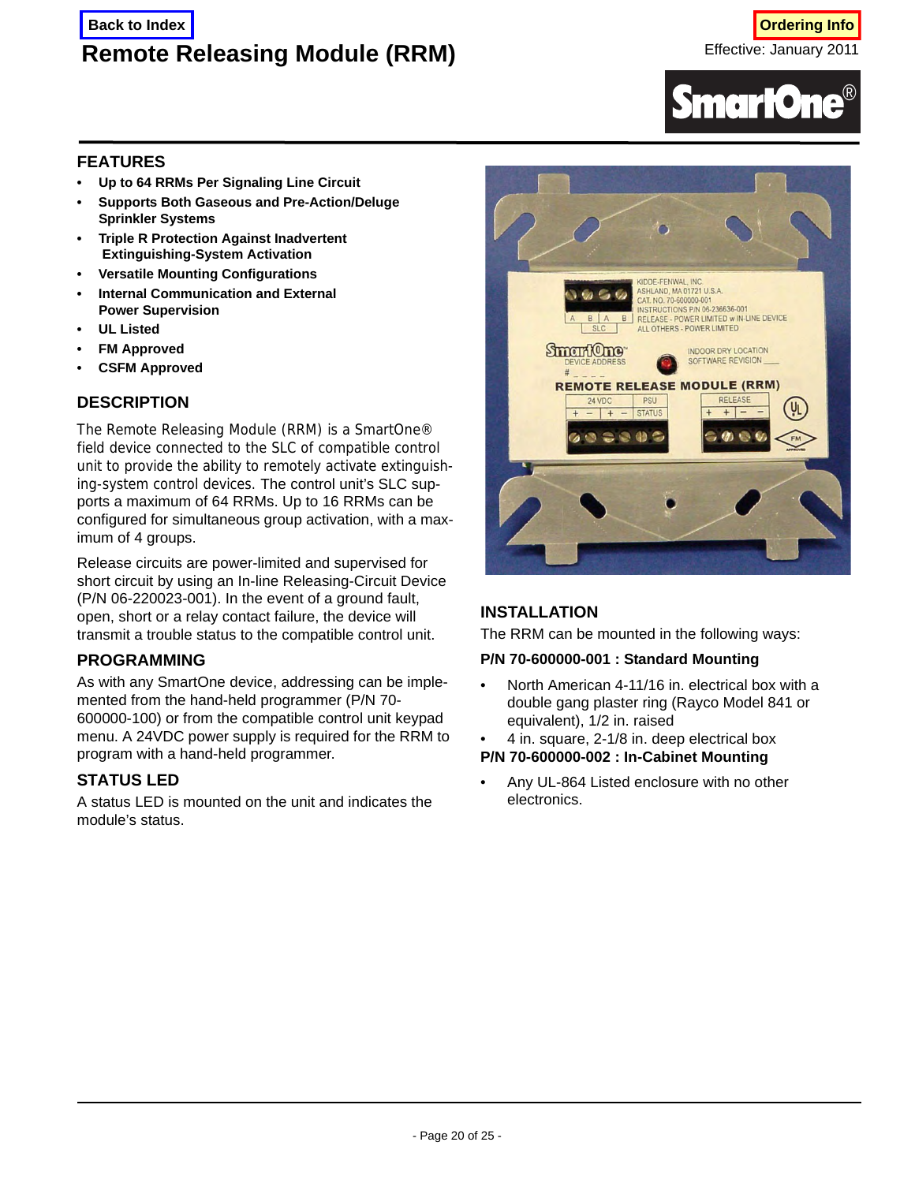Back to Index

# Remote Releasing Module (RRM)

Ordering Info

Effective: January 2011

SmartOne®

## FEATURES

- **Up to 64 RRMs Per Signaling Line Circuit**
- **Supports Both Gaseous and Pre-Action/Deluge Sprinkler Systems**
- **Triple R Protection Against Inadvertent Extinguishing-System Activation**
- **Versatile Mounting Configurations**
- **Internal Communication and External Power Supervision**
- **UL Listed**
- **FM Approved**
- **CSFM Approved**

## DESCRIPTION

The Remote Releasing Module (RRM) is a SmartOne® field device connected to the SLC of compatible control unit to provide the ability to remotely activate extinguishing-system control devices. The control unit's SLC supports a maximum of 64 RRMs. Up to 16 RRMs can be configured for simultaneous group activation, with a maximum of 4 groups.

Release circuits are power-limited and supervised for short circuit by using an In-line Releasing-Circuit Device (P/N 06-220023-001). In the event of a ground fault, open, short or a relay contact failure, the device will transmit a trouble status to the compatible control unit.

## PROGRAMMING

As with any SmartOne device, addressing can be implemented from the hand-held programmer (P/N 70-600000-100) or from the compatible control unit keypad menu. A 24VDC power supply is required for the RRM to program with a hand-held programmer.

## STATUS LED

A status LED is mounted on the unit and indicates the module's status.

## INSTALLATION

The RRM can be mounted in the following ways:

**P/N 70-600000-001 : Standard Mounting**

- North American 4-11/16 in. electrical box with a double gang plaster ring (Rayco Model 841 or equivalent), 1/2 in. raised
- 4 in. square, 2-1/8 in. deep electrical box

**P/N 70-600000-002 : In-Cabinet Mounting**

- Any UL-864 Listed enclosure with no other electronics.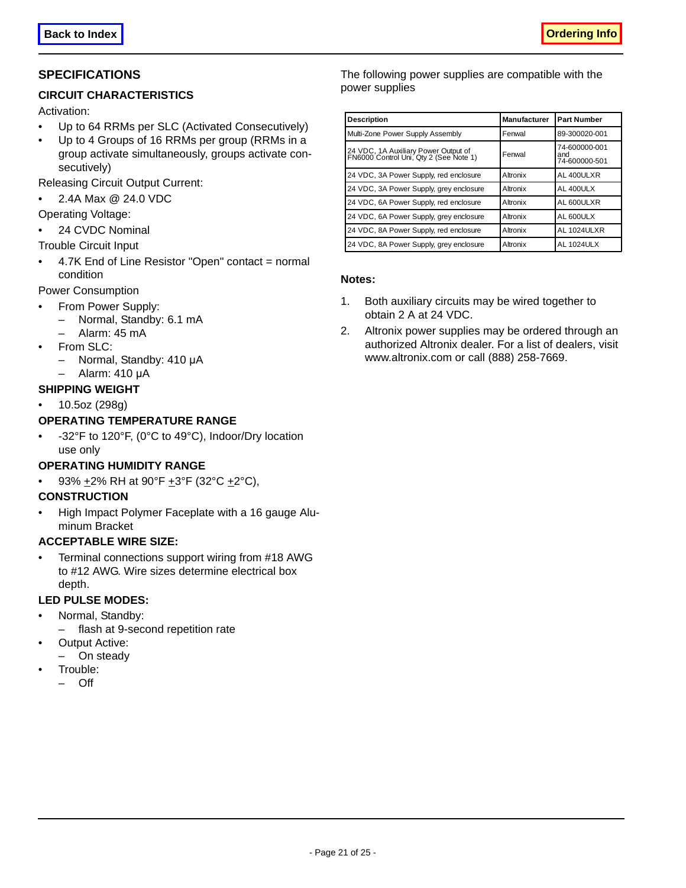Back to Index

Ordering Info

## SPECIFICATIONS

### CIRCUIT CHARACTERISTICS

Activation:

- Up to 64 RRMs per SLC (Activated Consecutively)
- Up to 4 Groups of 16 RRMs per group (RRMs in a group activate simultaneously, groups activate consecutively)

Releasing Circuit Output Current:

- 2.4A Max @ 24.0 VDC

Operating Voltage:

- 24 CVDC Nominal

Trouble Circuit Input

- 4.7K End of Line Resistor "Open" contact = normal condition

Power Consumption

- From Power Supply:
  - Normal, Standby: 6.1 mA
  - Alarm: 45 mA
- From SLC:
  - Normal, Standby: 410 µA
  - Alarm: 410 µA

### SHIPPING WEIGHT

- 10.5oz (298g)

### OPERATING TEMPERATURE RANGE

- -32°F to 120°F, (0°C to 49°C), Indoor/Dry location use only

### OPERATING HUMIDITY RANGE

- 93% ±2% RH at 90°F ±3°F (32°C ±2°C),

### CONSTRUCTION

- High Impact Polymer Faceplate with a 16 gauge Aluminum Bracket

### ACCEPTABLE WIRE SIZE:

- Terminal connections support wiring from #18 AWG to #12 AWG. Wire sizes determine electrical box depth.

### LED PULSE MODES:

- Normal, Standby:
  - flash at 9-second repetition rate
- Output Active:
  - On steady
- Trouble:
  - Off

The following power supplies are compatible with the power supplies

| Description | Manufacturer | Part Number |
|---|---|---|
| Multi-Zone Power Supply Assembly | Fenwal | 89-300020-001 |
| 24 VDC, 1A Auxiliary Power Output of FN6000 Control Uni, Qty 2 (See Note 1) | Fenwal | 74-600000-001 and 74-600000-501 |
| 24 VDC, 3A Power Supply, red enclosure | Altronix | AL 400ULXR |
| 24 VDC, 3A Power Supply, grey enclosure | Altronix | AL 400ULX |
| 24 VDC, 6A Power Supply, red enclosure | Altronix | AL 600ULXR |
| 24 VDC, 6A Power Supply, grey enclosure | Altronix | AL 600ULX |
| 24 VDC, 8A Power Supply, red enclosure | Altronix | AL 1024ULXR |
| 24 VDC, 8A Power Supply, grey enclosure | Altronix | AL 1024ULX |

**Notes:**

1. Both auxiliary circuits may be wired together to obtain 2 A at 24 VDC.
2. Altronix power supplies may be ordered through an authorized Altronix dealer. For a list of dealers, visit www.altronix.com or call (888) 258-7669.